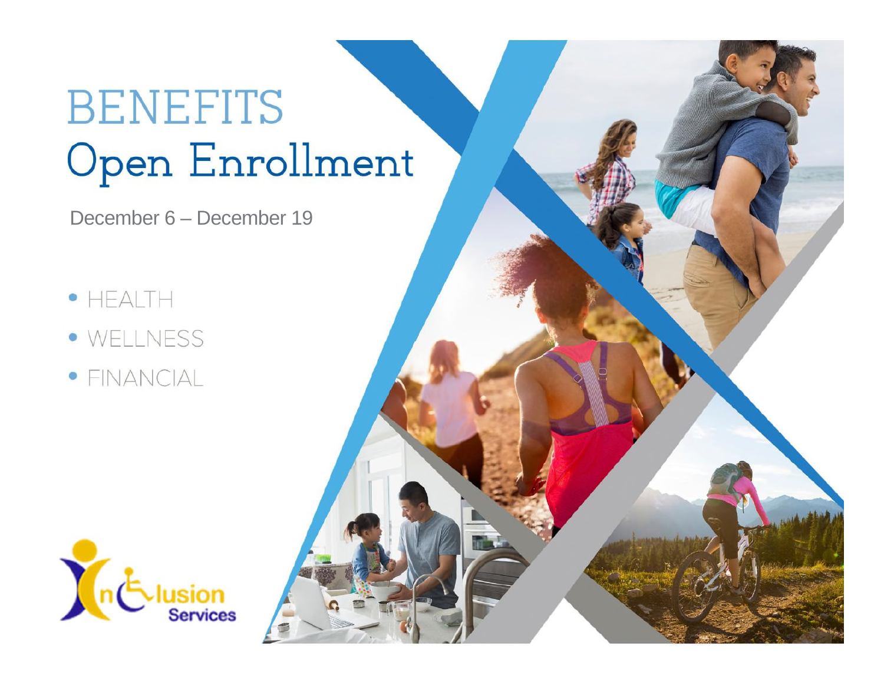# BENEFITS
## Open Enrollment

December 6 – December 19

- HEALTH
- WELLNESS
- FINANCIAL

InClusion Services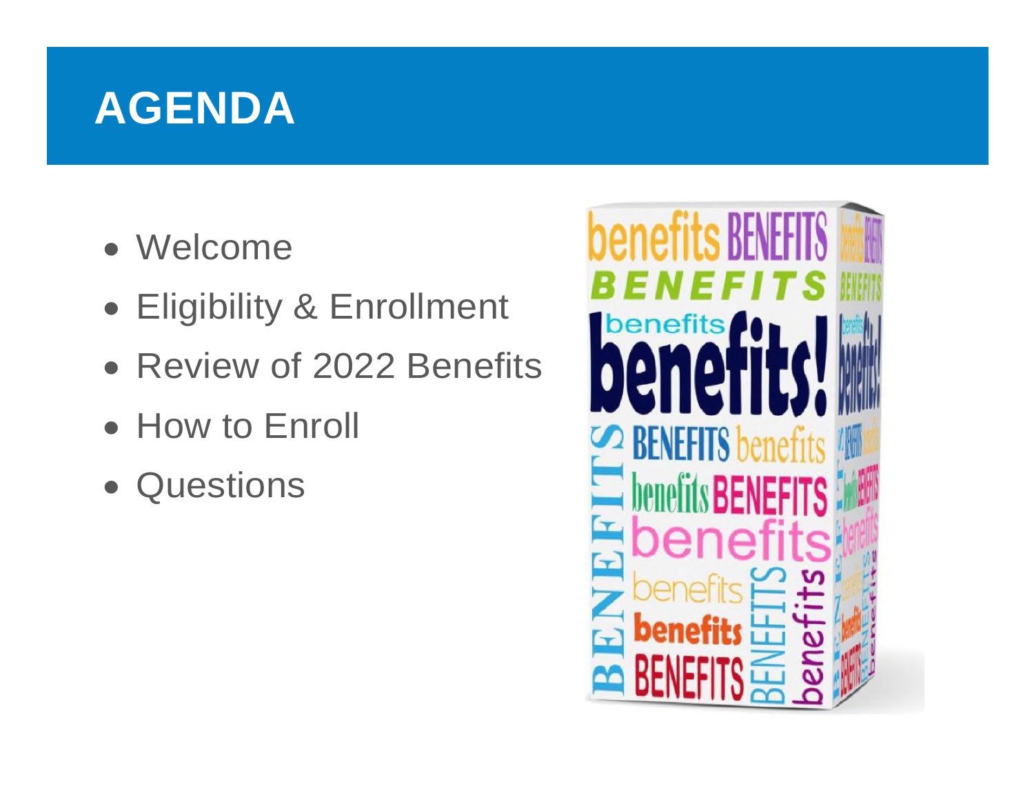# AGENDA

- Welcome
- Eligibility & Enrollment
- Review of 2022 Benefits
- How to Enroll
- Questions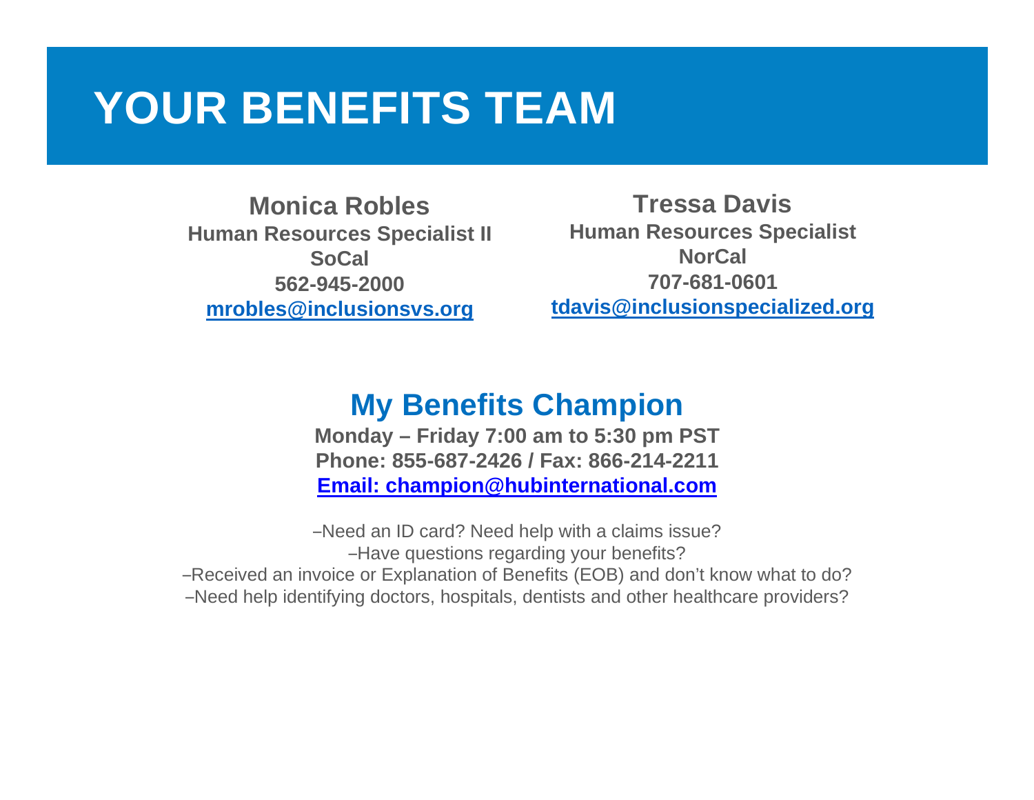# YOUR BENEFITS TEAM

**Monica Robles**
**Human Resources Specialist II**
**SoCal**
**562-945-2000**
**mrobles@inclusionsvs.org**

**Tressa Davis**
**Human Resources Specialist**
**NorCal**
**707-681-0601**
**tdavis@inclusionspecialized.org**

## My Benefits Champion

**Monday – Friday 7:00 am to 5:30 pm PST**
**Phone: 855-687-2426 / Fax: 866-214-2211**
**Email: champion@hubinternational.com**

–Need an ID card? Need help with a claims issue?
–Have questions regarding your benefits?
–Received an invoice or Explanation of Benefits (EOB) and don't know what to do?
–Need help identifying doctors, hospitals, dentists and other healthcare providers?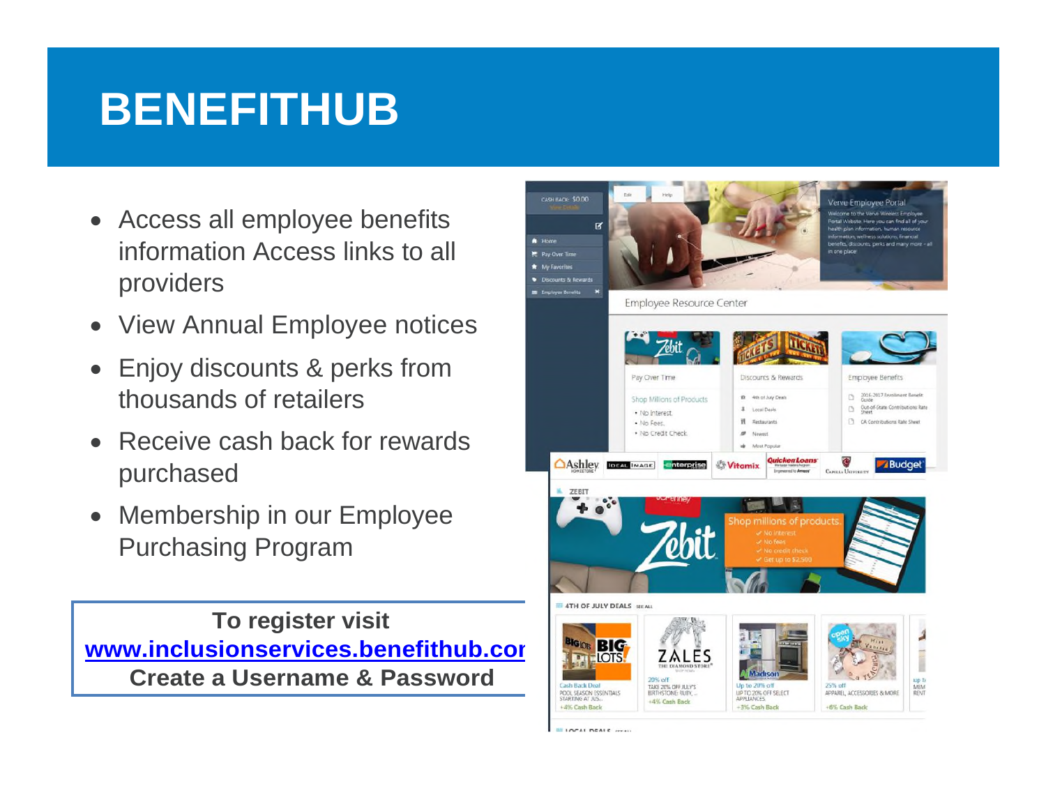# BENEFITHUB

- Access all employee benefits information Access links to all providers
- View Annual Employee notices
- Enjoy discounts & perks from thousands of retailers
- Receive cash back for rewards purchased
- Membership in our Employee Purchasing Program

**To register visit**
**www.inclusionservices.benefithub.cor**
**Create a Username & Password**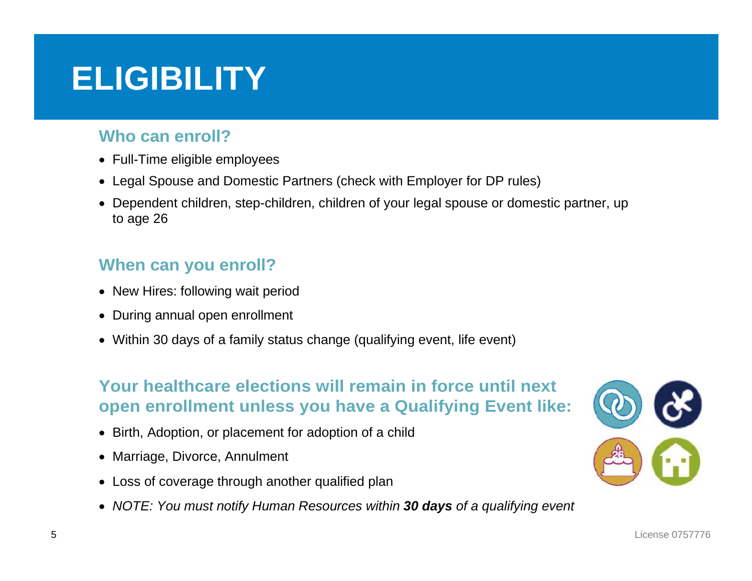# ELIGIBILITY

## Who can enroll?

- Full-Time eligible employees
- Legal Spouse and Domestic Partners (check with Employer for DP rules)
- Dependent children, step-children, children of your legal spouse or domestic partner, up to age 26

## When can you enroll?

- New Hires: following wait period
- During annual open enrollment
- Within 30 days of a family status change (qualifying event, life event)

## Your healthcare elections will remain in force until next open enrollment unless you have a Qualifying Event like:

- Birth, Adoption, or placement for adoption of a child
- Marriage, Divorce, Annulment
- Loss of coverage through another qualified plan
- *NOTE: You must notify Human Resources within **30 days** of a qualifying event*

License 0757776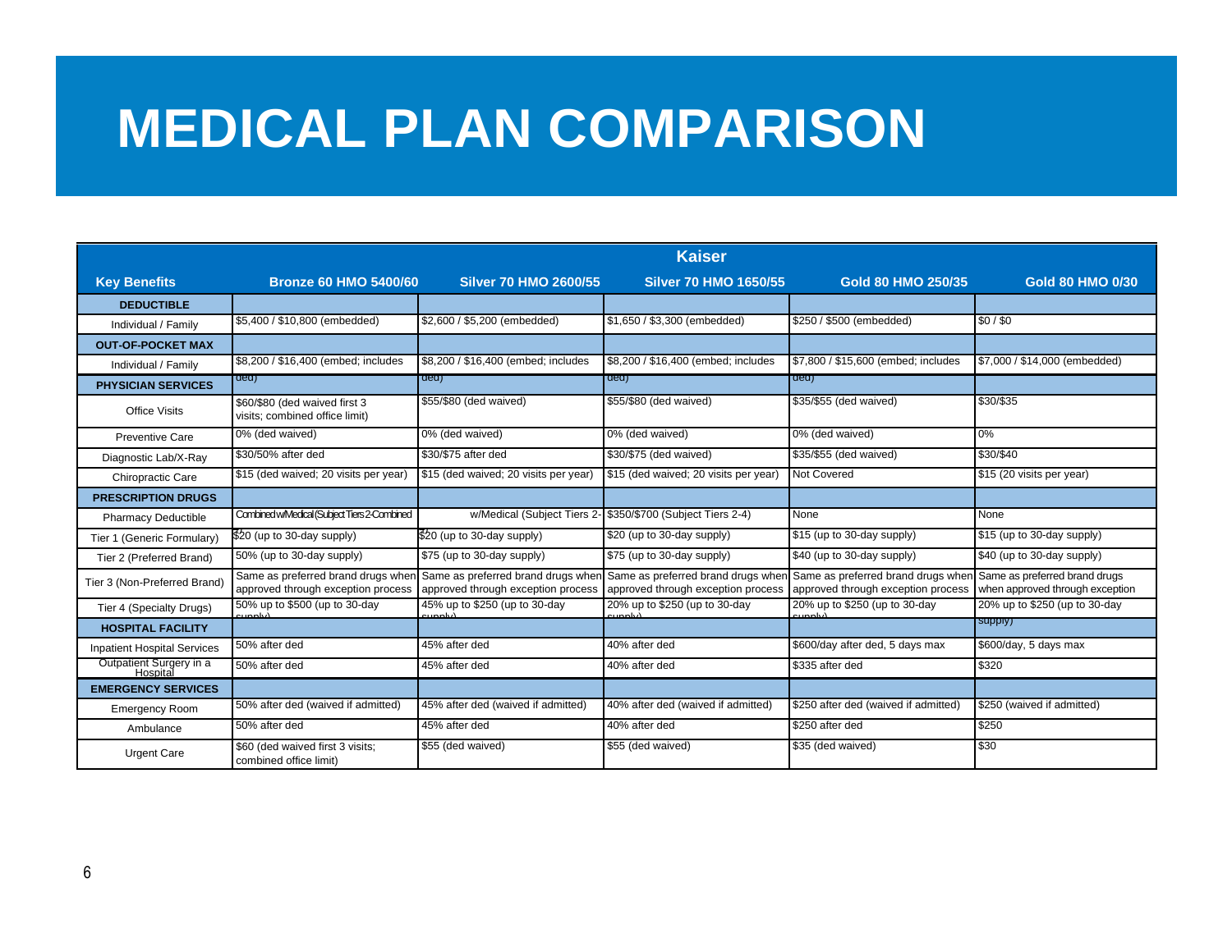# MEDICAL PLAN COMPARISON

| | Kaiser | | | | |
|---|---|---|---|---|---|
| **Key Benefits** | **Bronze 60 HMO 5400/60** | **Silver 70 HMO 2600/55** | **Silver 70 HMO 1650/55** | **Gold 80 HMO 250/35** | **Gold 80 HMO 0/30** |
| **DEDUCTIBLE** | | | | | |
| Individual / Family | $5,400 / $10,800 (embedded) | $2,600 / $5,200 (embedded) | $1,650 / $3,300 (embedded) | $250 / $500 (embedded) | $0 / $0 |
| **OUT-OF-POCKET MAX** | | | | | |
| Individual / Family | $8,200 / $16,400 (embed; includes ded) | $8,200 / $16,400 (embed; includes ded) | $8,200 / $16,400 (embed; includes ded) | $7,800 / $15,600 (embed; includes ded) | $7,000 / $14,000 (embedded) |
| **PHYSICIAN SERVICES** | | | | | |
| Office Visits | $60/$80 (ded waived first 3 visits; combined office limit) | $55/$80 (ded waived) | $55/$80 (ded waived) | $35/$55 (ded waived) | $30/$35 |
| Preventive Care | 0% (ded waived) | 0% (ded waived) | 0% (ded waived) | 0% (ded waived) | 0% |
| Diagnostic Lab/X-Ray | $30/50% after ded | $30/$75 after ded | $30/$75 (ded waived) | $35/$55 (ded waived) | $30/$40 |
| Chiropractic Care | $15 (ded waived; 20 visits per year) | $15 (ded waived; 20 visits per year) | $15 (ded waived; 20 visits per year) | Not Covered | $15 (20 visits per year) |
| **PRESCRIPTION DRUGS** | | | | | |
| Pharmacy Deductible | Combined w/Medical (Subject Tiers 2-Combined | w/Medical (Subject Tiers 2- | $350/$700 (Subject Tiers 2-4) | None | None |
| Tier 1 (Generic Formulary) | $20 (up to 30-day supply) | $20 (up to 30-day supply) | $20 (up to 30-day supply) | $15 (up to 30-day supply) | $15 (up to 30-day supply) |
| Tier 2 (Preferred Brand) | 50% (up to 30-day supply) | $75 (up to 30-day supply) | $75 (up to 30-day supply) | $40 (up to 30-day supply) | $40 (up to 30-day supply) |
| Tier 3 (Non-Preferred Brand) | Same as preferred brand drugs when approved through exception process | Same as preferred brand drugs when approved through exception process | Same as preferred brand drugs when approved through exception process | Same as preferred brand drugs when approved through exception process | Same as preferred brand drugs when approved through exception |
| Tier 4 (Specialty Drugs) | 50% up to $500 (up to 30-day supply) | 45% up to $250 (up to 30-day supply) | 20% up to $250 (up to 30-day supply) | 20% up to $250 (up to 30-day supply) | 20% up to $250 (up to 30-day supply) |
| **HOSPITAL FACILITY** | | | | | |
| Inpatient Hospital Services | 50% after ded | 45% after ded | 40% after ded | $600/day after ded, 5 days max | $600/day, 5 days max |
| Outpatient Surgery in a Hospital | 50% after ded | 45% after ded | 40% after ded | $335 after ded | $320 |
| **EMERGENCY SERVICES** | | | | | |
| Emergency Room | 50% after ded (waived if admitted) | 45% after ded (waived if admitted) | 40% after ded (waived if admitted) | $250 after ded (waived if admitted) | $250 (waived if admitted) |
| Ambulance | 50% after ded | 45% after ded | 40% after ded | $250 after ded | $250 |
| Urgent Care | $60 (ded waived first 3 visits; combined office limit) | $55 (ded waived) | $55 (ded waived) | $35 (ded waived) | $30 |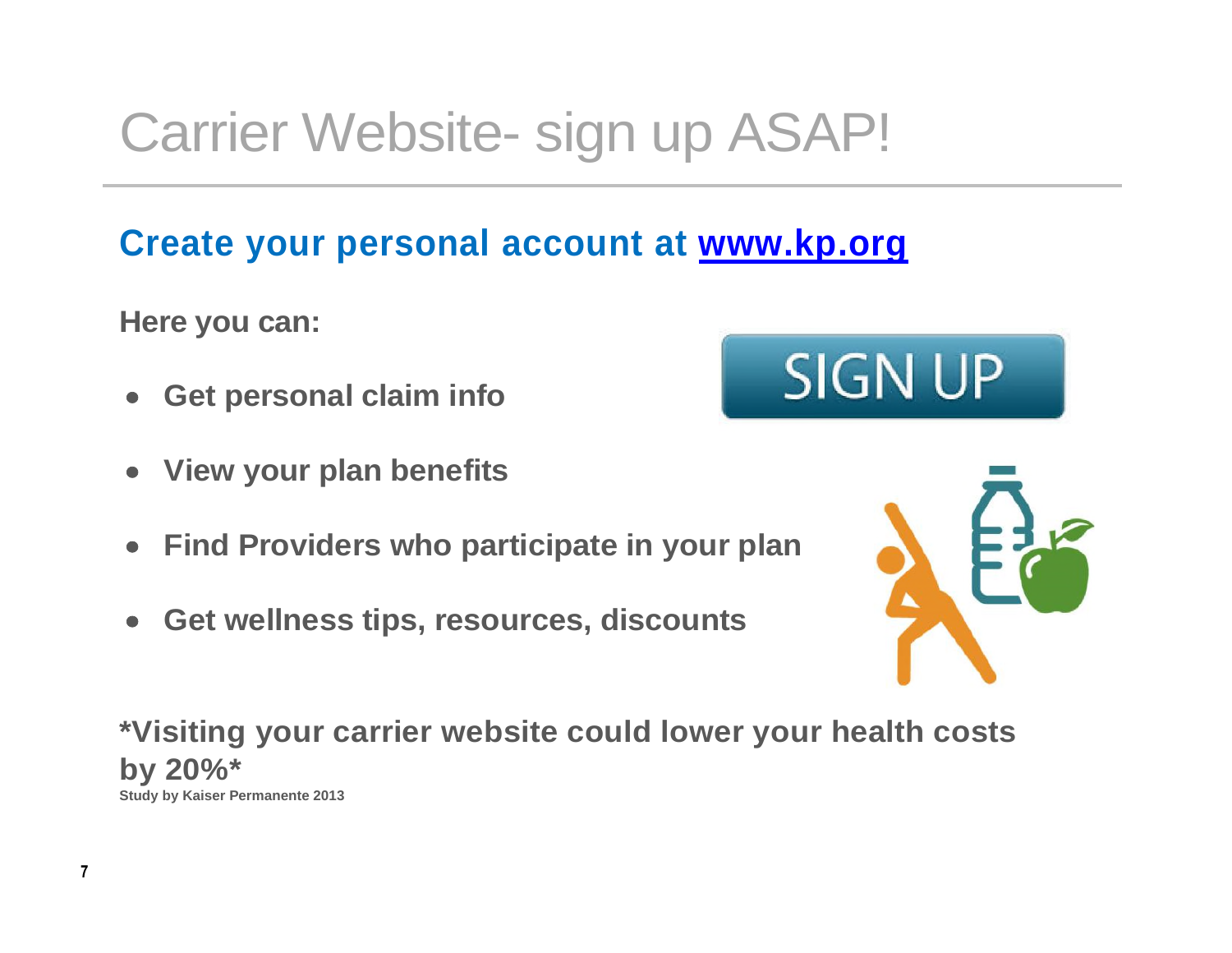# Carrier Website- sign up ASAP!

## Create your personal account at [www.kp.org](http://www.kp.org)

**Here you can:**

- **Get personal claim info**
- **View your plan benefits**
- **Find Providers who participate in your plan**
- **Get wellness tips, resources, discounts**

**\*Visiting your carrier website could lower your health costs by 20%\***

**Study by Kaiser Permanente 2013**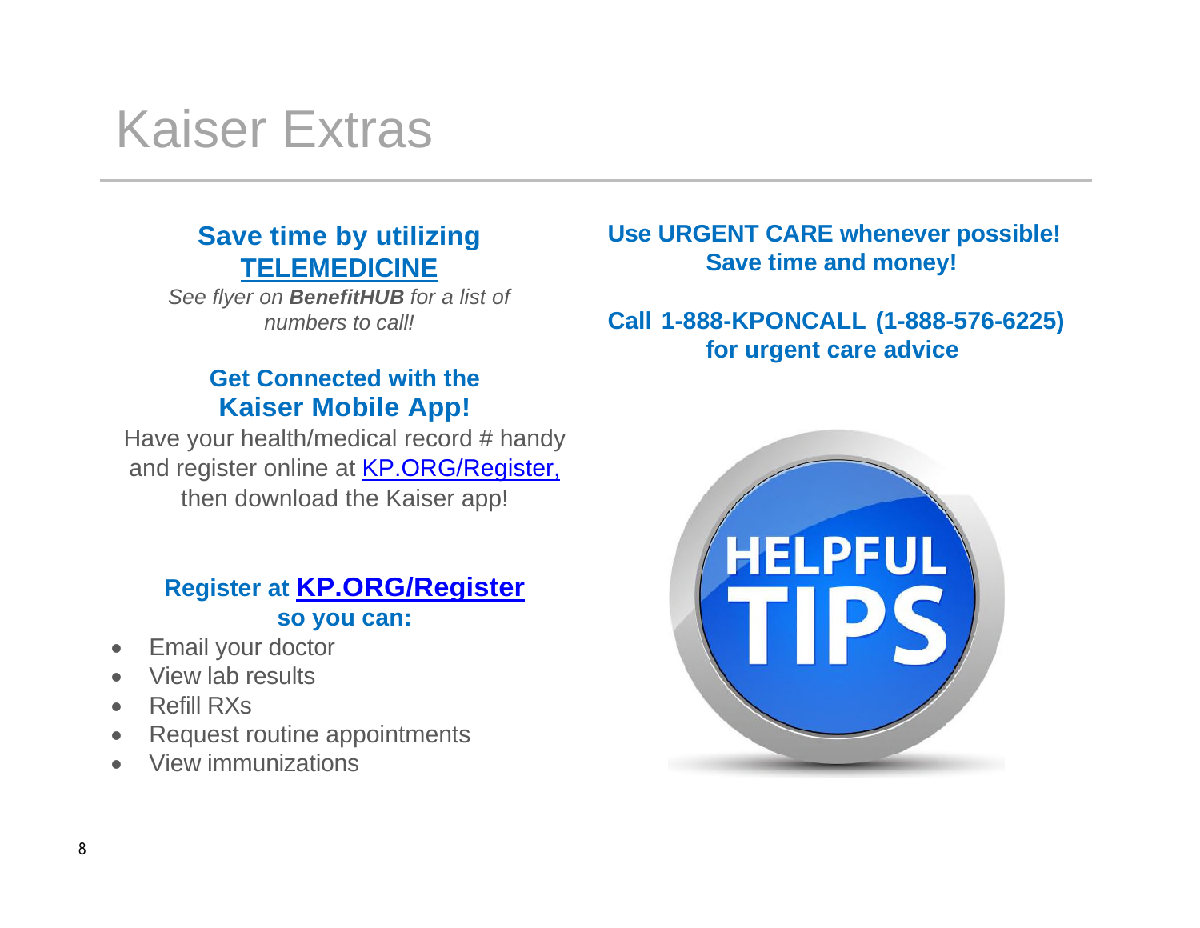# Kaiser Extras

**Save time by utilizing TELEMEDICINE**

*See flyer on **BenefitHUB** for a list of numbers to call!*

**Get Connected with the Kaiser Mobile App!**

Have your health/medical record # handy and register online at KP.ORG/Register, then download the Kaiser app!

**Register at KP.ORG/Register so you can:**

- Email your doctor
- View lab results
- Refill RXs
- Request routine appointments
- View immunizations

**Use URGENT CARE whenever possible! Save time and money!**

**Call 1-888-KPONCALL (1-888-576-6225) for urgent care advice**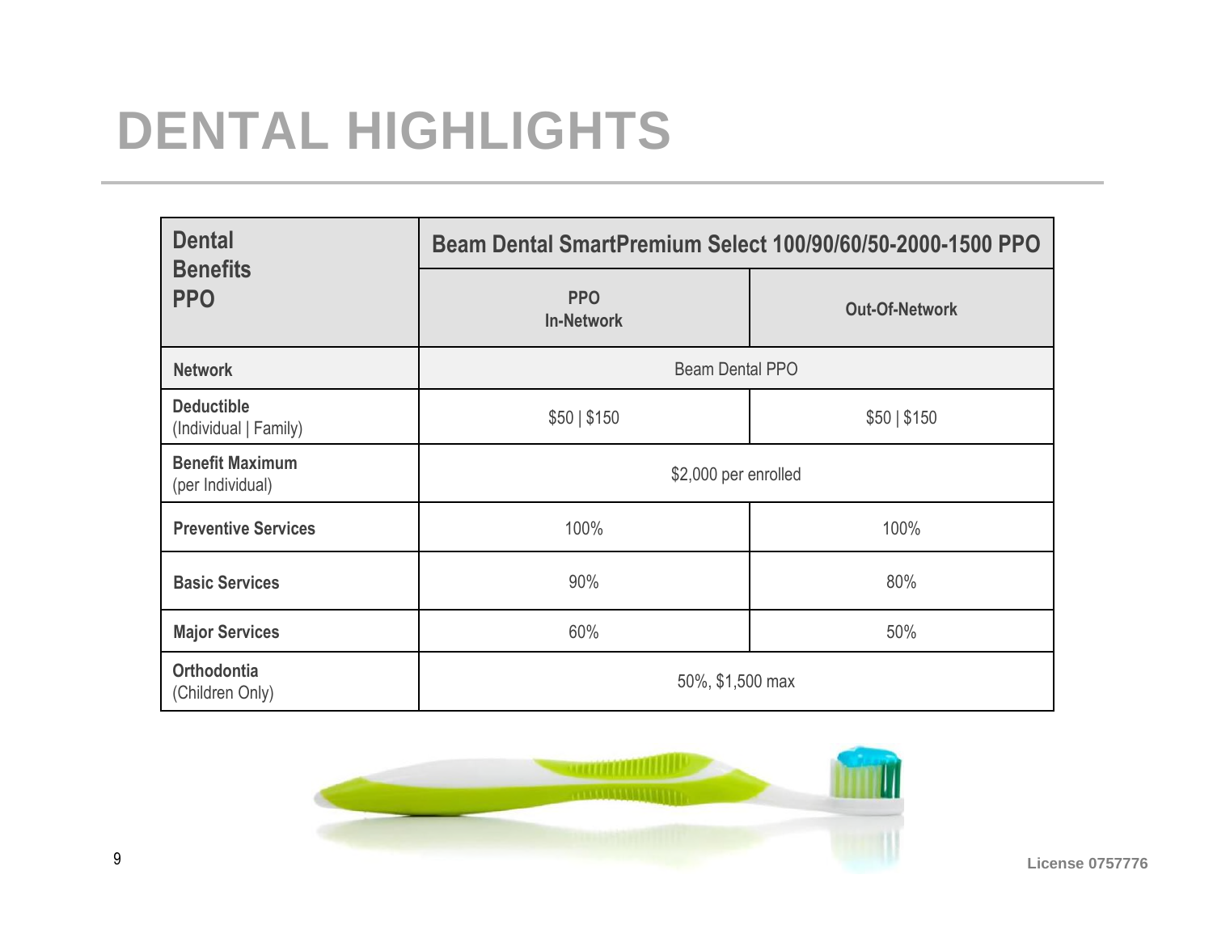# DENTAL HIGHLIGHTS

| Dental Benefits PPO | Beam Dental SmartPremium Select 100/90/60/50-2000-1500 PPO | |
|---|---|---|
| | PPO In-Network | Out-Of-Network |
| **Network** | Beam Dental PPO | |
| **Deductible** (Individual \| Family) | $50 \| $150 | $50 \| $150 |
| **Benefit Maximum** (per Individual) | $2,000 per enrolled | |
| **Preventive Services** | 100% | 100% |
| **Basic Services** | 90% | 80% |
| **Major Services** | 60% | 50% |
| **Orthodontia** (Children Only) | 50%, $1,500 max | |

License 0757776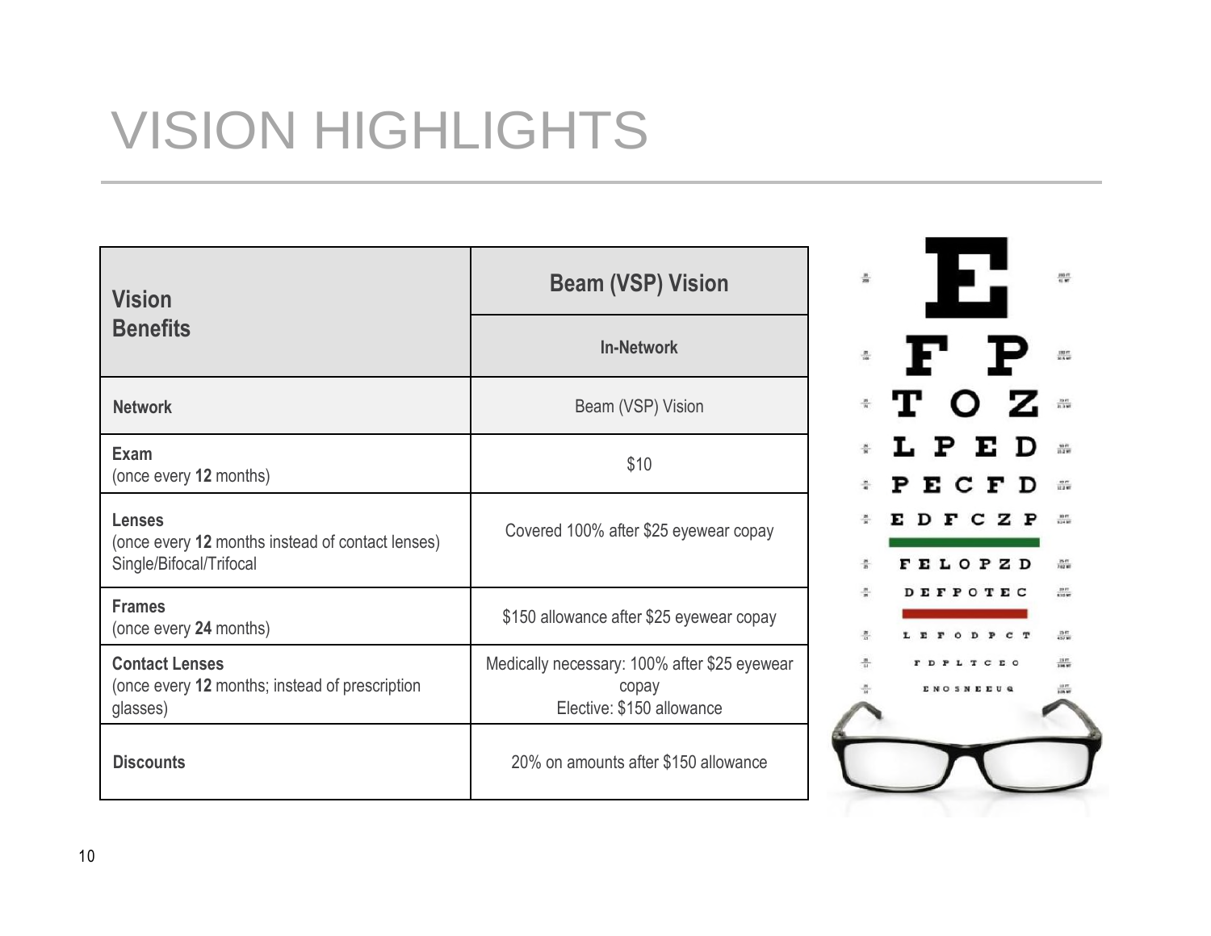# VISION HIGHLIGHTS

| **Vision Benefits** | **Beam (VSP) Vision** |
|---|---|
| | **In-Network** |
| **Network** | Beam (VSP) Vision |
| **Exam**<br>(once every **12** months) | $10 |
| **Lenses**<br>(once every **12** months instead of contact lenses)<br>Single/Bifocal/Trifocal | Covered 100% after $25 eyewear copay |
| **Frames**<br>(once every **24** months) | $150 allowance after $25 eyewear copay |
| **Contact Lenses**<br>(once every **12** months; instead of prescription glasses) | Medically necessary: 100% after $25 eyewear copay<br>Elective: $150 allowance |
| **Discounts** | 20% on amounts after $150 allowance |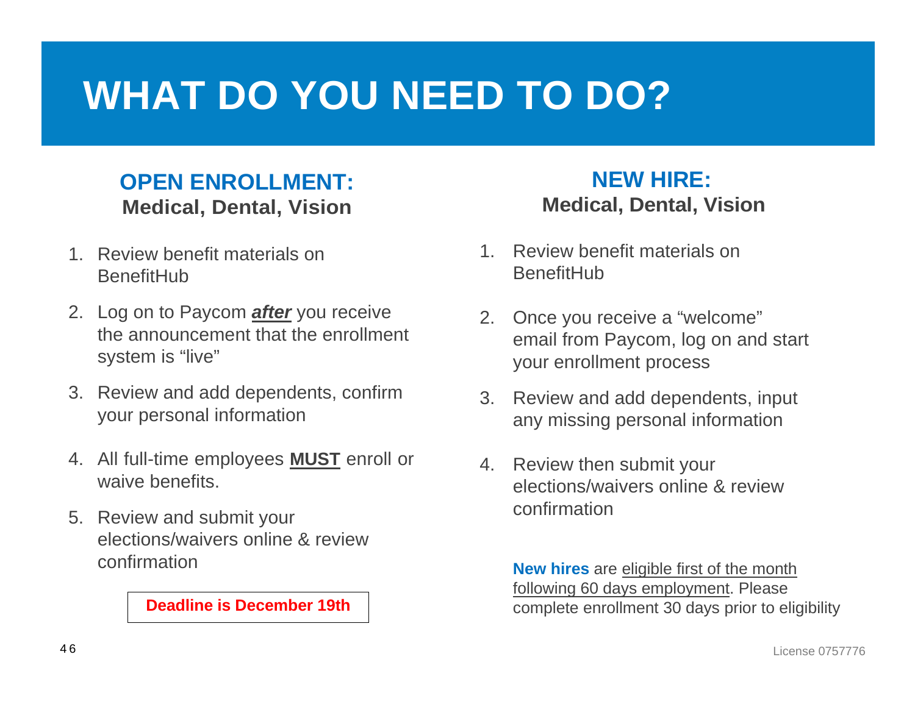# WHAT DO YOU NEED TO DO?

## OPEN ENROLLMENT:
**Medical, Dental, Vision**

1. Review benefit materials on BenefitHub
2. Log on to Paycom ***after*** you receive the announcement that the enrollment system is "live"
3. Review and add dependents, confirm your personal information
4. All full-time employees **MUST** enroll or waive benefits.
5. Review and submit your elections/waivers online & review confirmation

**Deadline is December 19th**

## NEW HIRE:
**Medical, Dental, Vision**

1. Review benefit materials on BenefitHub
2. Once you receive a "welcome" email from Paycom, log on and start your enrollment process
3. Review and add dependents, input any missing personal information
4. Review then submit your elections/waivers online & review confirmation

**New hires** are eligible first of the month following 60 days employment. Please complete enrollment 30 days prior to eligibility

License 0757776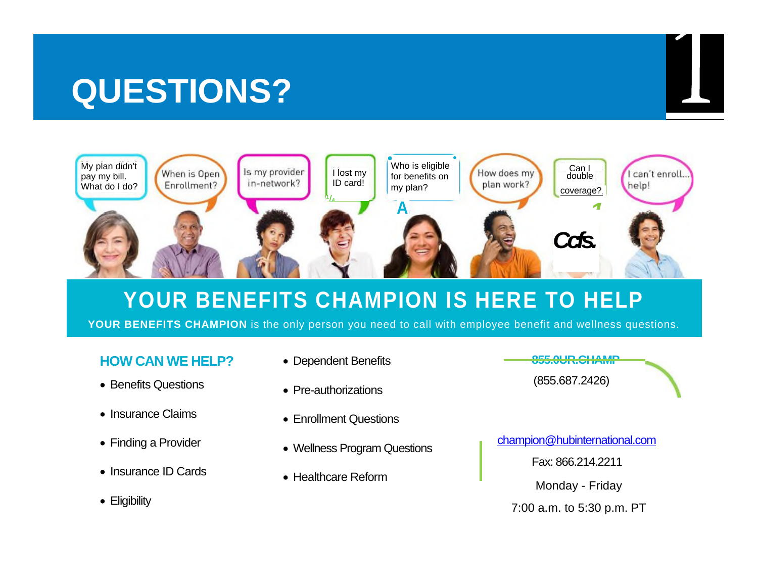# QUESTIONS?

My plan didn't pay my bill. What do I do?

When is Open Enrollment?

Is my provider in-network?

I lost my ID card!

Who is eligible for benefits on my plan?

How does my plan work?

Can I double coverage?

I can't enroll... help!

## YOUR BENEFITS CHAMPION IS HERE TO HELP

**YOUR BENEFITS CHAMPION** is the only person you need to call with employee benefit and wellness questions.

### HOW CAN WE HELP?

- Benefits Questions
- Insurance Claims
- Finding a Provider
- Insurance ID Cards
- Eligibility
- Dependent Benefits
- Pre-authorizations
- Enrollment Questions
- Wellness Program Questions
- Healthcare Reform

855.OUR.CHAMP

(855.687.2426)

champion@hubinternational.com

Fax: 866.214.2211

Monday - Friday

7:00 a.m. to 5:30 p.m. PT